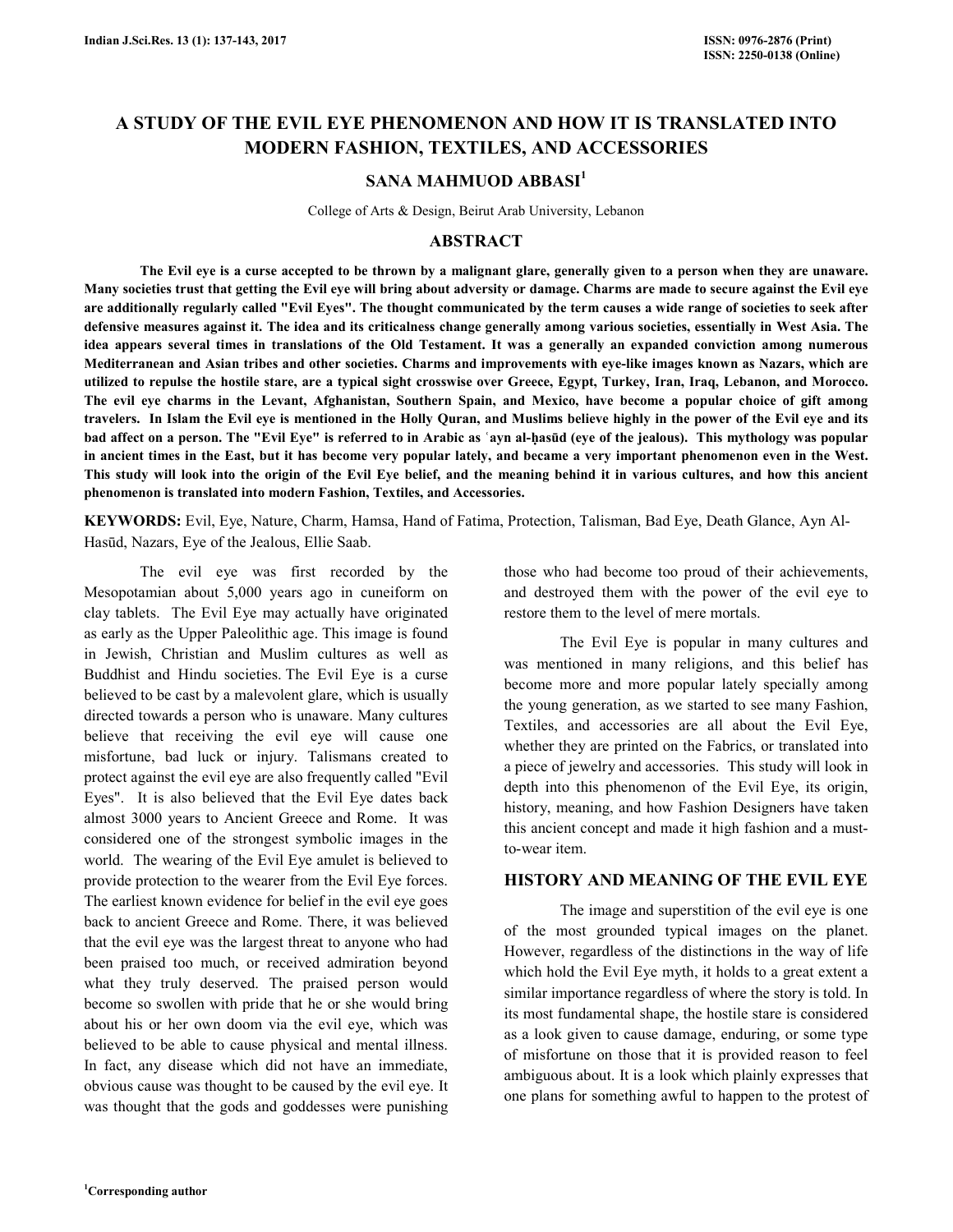# A STUDY OF THE EVIL EYE PHENOMENON AND HOW IT IS TRANSLATED INTO MODERN FASHION, TEXTILES, AND ACCESSORIES

**SANA MAHMUOD ABBASI**[1]

College of Arts & Design, Beirut Arab University, Lebanon

## ABSTRACT

**The Evil eye is a curse accepted to be thrown by a malignant glare, generally given to a person when they are unaware. Many societies trust that getting the Evil eye will bring about adversity or damage. Charms are made to secure against the Evil eye are additionally regularly called "Evil Eyes". The thought communicated by the term causes a wide range of societies to seek after defensive measures against it. The idea and its criticalness change generally among various societies, essentially in West Asia. The idea appears several times in translations of the Old Testament. It was a generally an expanded conviction among numerous Mediterranean and Asian tribes and other societies. Charms and improvements with eye-like images known as Nazars, which are utilized to repulse the hostile stare, are a typical sight crosswise over Greece, Egypt, Turkey, Iran, Iraq, Lebanon, and Morocco. The evil eye charms in the Levant, Afghanistan, Southern Spain, and Mexico, have become a popular choice of gift among travelers. In Islam the Evil eye is mentioned in the Holly Quran, and Muslims believe highly in the power of the Evil eye and its bad affect on a person. The "Evil Eye" is referred to in Arabic as ʿayn al-ḥasūd (eye of the jealous). This mythology was popular in ancient times in the East, but it has become very popular lately, and became a very important phenomenon even in the West. This study will look into the origin of the Evil Eye belief, and the meaning behind it in various cultures, and how this ancient phenomenon is translated into modern Fashion, Textiles, and Accessories.**

**KEYWORDS:** Evil, Eye, Nature, Charm, Hamsa, Hand of Fatima, Protection, Talisman, Bad Eye, Death Glance, Ayn Al-Hasūd, Nazars, Eye of the Jealous, Ellie Saab.

The evil eye was first recorded by the Mesopotamian about 5,000 years ago in cuneiform on clay tablets. The Evil Eye may actually have originated as early as the Upper Paleolithic age. This image is found in Jewish, Christian and Muslim cultures as well as Buddhist and Hindu societies. The Evil Eye is a curse believed to be cast by a malevolent glare, which is usually directed towards a person who is unaware. Many cultures believe that receiving the evil eye will cause one misfortune, bad luck or injury. Talismans created to protect against the evil eye are also frequently called "Evil Eyes". It is also believed that the Evil Eye dates back almost 3000 years to Ancient Greece and Rome. It was considered one of the strongest symbolic images in the world. The wearing of the Evil Eye amulet is believed to provide protection to the wearer from the Evil Eye forces. The earliest known evidence for belief in the evil eye goes back to ancient Greece and Rome. There, it was believed that the evil eye was the largest threat to anyone who had been praised too much, or received admiration beyond what they truly deserved. The praised person would become so swollen with pride that he or she would bring about his or her own doom via the evil eye, which was believed to be able to cause physical and mental illness. In fact, any disease which did not have an immediate, obvious cause was thought to be caused by the evil eye. It was thought that the gods and goddesses were punishing those who had become too proud of their achievements, and destroyed them with the power of the evil eye to restore them to the level of mere mortals.

The Evil Eye is popular in many cultures and was mentioned in many religions, and this belief has become more and more popular lately specially among the young generation, as we started to see many Fashion, Textiles, and accessories are all about the Evil Eye, whether they are printed on the Fabrics, or translated into a piece of jewelry and accessories. This study will look in depth into this phenomenon of the Evil Eye, its origin, history, meaning, and how Fashion Designers have taken this ancient concept and made it high fashion and a must-to-wear item.

## HISTORY AND MEANING OF THE EVIL EYE

The image and superstition of the evil eye is one of the most grounded typical images on the planet. However, regardless of the distinctions in the way of life which hold the Evil Eye myth, it holds to a great extent a similar importance regardless of where the story is told. In its most fundamental shape, the hostile stare is considered as a look given to cause damage, enduring, or some type of misfortune on those that it is provided reason to feel ambiguous about. It is a look which plainly expresses that one plans for something awful to happen to the protest of

[1]Corresponding author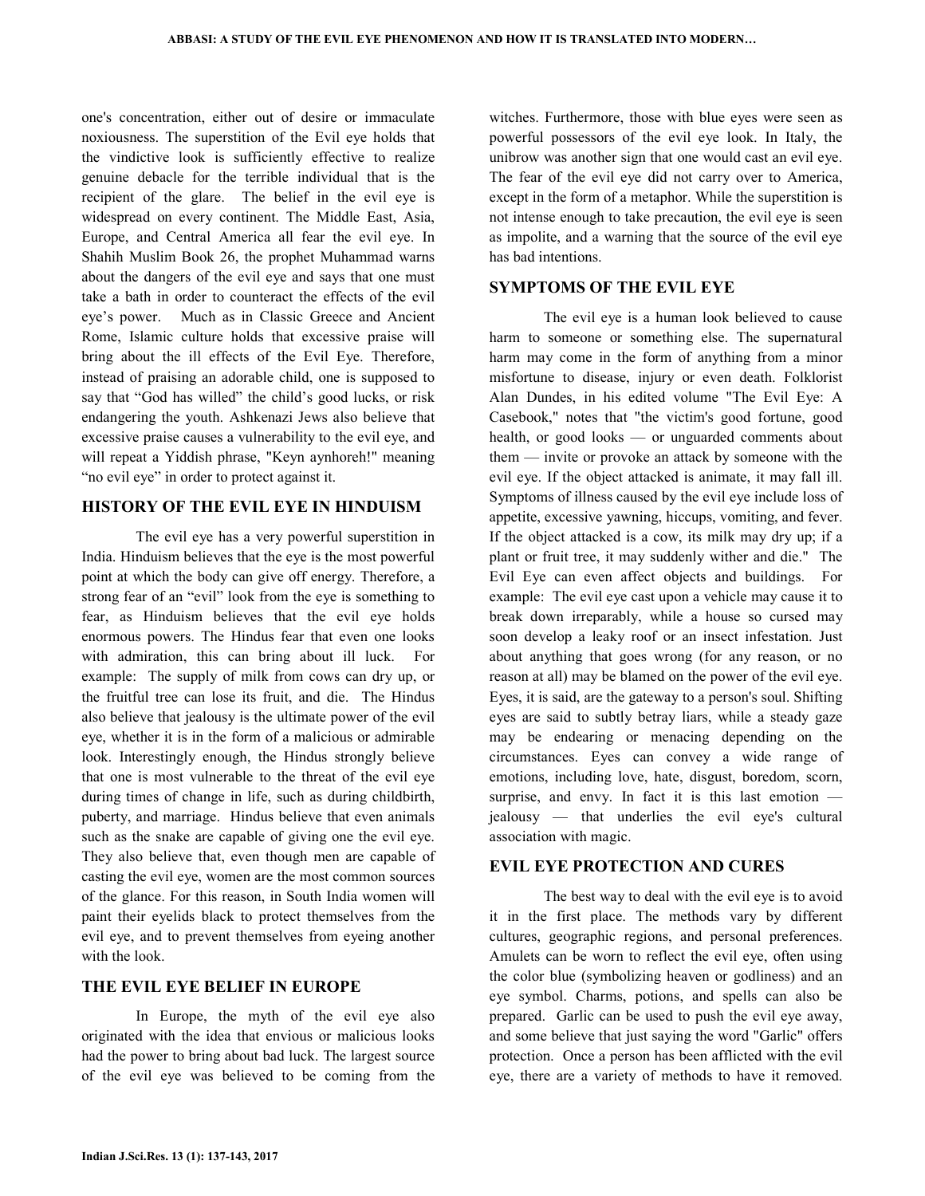one's concentration, either out of desire or immaculate noxiousness. The superstition of the Evil eye holds that the vindictive look is sufficiently effective to realize genuine debacle for the terrible individual that is the recipient of the glare. The belief in the evil eye is widespread on every continent. The Middle East, Asia, Europe, and Central America all fear the evil eye. In Shahih Muslim Book 26, the prophet Muhammad warns about the dangers of the evil eye and says that one must take a bath in order to counteract the effects of the evil eye's power. Much as in Classic Greece and Ancient Rome, Islamic culture holds that excessive praise will bring about the ill effects of the Evil Eye. Therefore, instead of praising an adorable child, one is supposed to say that "God has willed" the child's good lucks, or risk endangering the youth. Ashkenazi Jews also believe that excessive praise causes a vulnerability to the evil eye, and will repeat a Yiddish phrase, "Keyn aynhoreh!" meaning "no evil eye" in order to protect against it.

## HISTORY OF THE EVIL EYE IN HINDUISM

The evil eye has a very powerful superstition in India. Hinduism believes that the eye is the most powerful point at which the body can give off energy. Therefore, a strong fear of an "evil" look from the eye is something to fear, as Hinduism believes that the evil eye holds enormous powers. The Hindus fear that even one looks with admiration, this can bring about ill luck. For example: The supply of milk from cows can dry up, or the fruitful tree can lose its fruit, and die. The Hindus also believe that jealousy is the ultimate power of the evil eye, whether it is in the form of a malicious or admirable look. Interestingly enough, the Hindus strongly believe that one is most vulnerable to the threat of the evil eye during times of change in life, such as during childbirth, puberty, and marriage. Hindus believe that even animals such as the snake are capable of giving one the evil eye. They also believe that, even though men are capable of casting the evil eye, women are the most common sources of the glance. For this reason, in South India women will paint their eyelids black to protect themselves from the evil eye, and to prevent themselves from eyeing another with the look.

## THE EVIL EYE BELIEF IN EUROPE

In Europe, the myth of the evil eye also originated with the idea that envious or malicious looks had the power to bring about bad luck. The largest source of the evil eye was believed to be coming from the witches. Furthermore, those with blue eyes were seen as powerful possessors of the evil eye look. In Italy, the unibrow was another sign that one would cast an evil eye. The fear of the evil eye did not carry over to America, except in the form of a metaphor. While the superstition is not intense enough to take precaution, the evil eye is seen as impolite, and a warning that the source of the evil eye has bad intentions.

## SYMPTOMS OF THE EVIL EYE

The evil eye is a human look believed to cause harm to someone or something else. The supernatural harm may come in the form of anything from a minor misfortune to disease, injury or even death. Folklorist Alan Dundes, in his edited volume "The Evil Eye: A Casebook," notes that "the victim's good fortune, good health, or good looks — or unguarded comments about them — invite or provoke an attack by someone with the evil eye. If the object attacked is animate, it may fall ill. Symptoms of illness caused by the evil eye include loss of appetite, excessive yawning, hiccups, vomiting, and fever. If the object attacked is a cow, its milk may dry up; if a plant or fruit tree, it may suddenly wither and die." The Evil Eye can even affect objects and buildings. For example: The evil eye cast upon a vehicle may cause it to break down irreparably, while a house so cursed may soon develop a leaky roof or an insect infestation. Just about anything that goes wrong (for any reason, or no reason at all) may be blamed on the power of the evil eye. Eyes, it is said, are the gateway to a person's soul. Shifting eyes are said to subtly betray liars, while a steady gaze may be endearing or menacing depending on the circumstances. Eyes can convey a wide range of emotions, including love, hate, disgust, boredom, scorn, surprise, and envy. In fact it is this last emotion — jealousy — that underlies the evil eye's cultural association with magic.

## EVIL EYE PROTECTION AND CURES

The best way to deal with the evil eye is to avoid it in the first place. The methods vary by different cultures, geographic regions, and personal preferences. Amulets can be worn to reflect the evil eye, often using the color blue (symbolizing heaven or godliness) and an eye symbol. Charms, potions, and spells can also be prepared. Garlic can be used to push the evil eye away, and some believe that just saying the word "Garlic" offers protection. Once a person has been afflicted with the evil eye, there are a variety of methods to have it removed.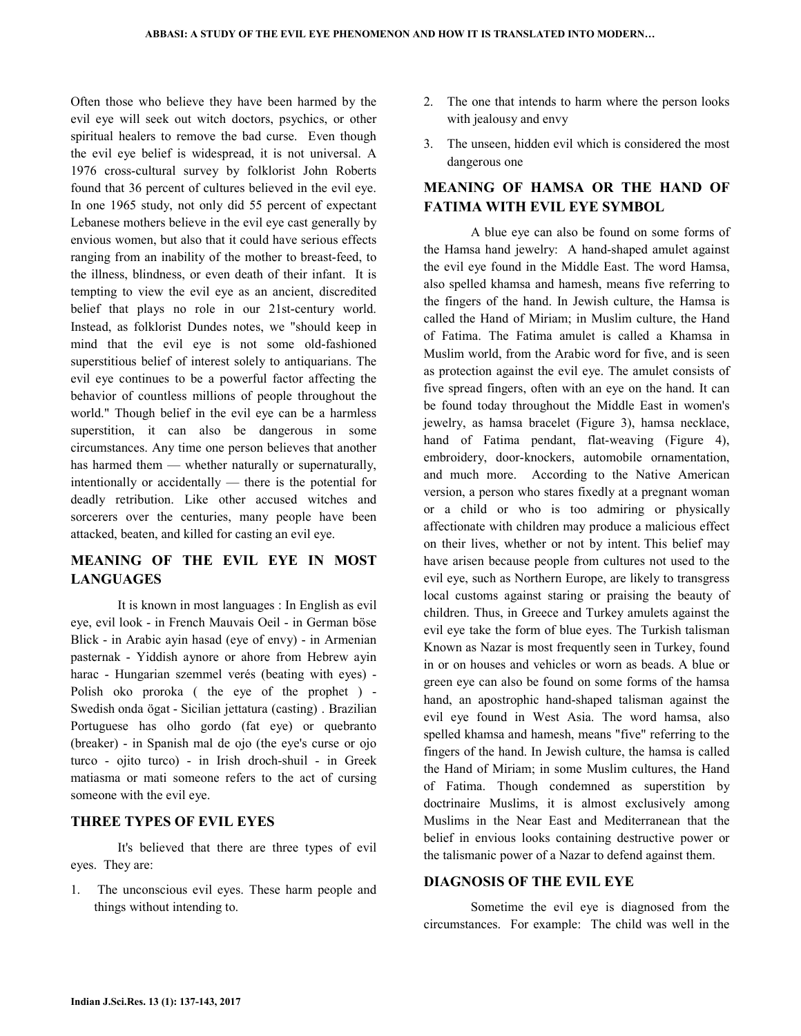Often those who believe they have been harmed by the evil eye will seek out witch doctors, psychics, or other spiritual healers to remove the bad curse. Even though the evil eye belief is widespread, it is not universal. A 1976 cross-cultural survey by folklorist John Roberts found that 36 percent of cultures believed in the evil eye. In one 1965 study, not only did 55 percent of expectant Lebanese mothers believe in the evil eye cast generally by envious women, but also that it could have serious effects ranging from an inability of the mother to breast-feed, to the illness, blindness, or even death of their infant. It is tempting to view the evil eye as an ancient, discredited belief that plays no role in our 21st-century world. Instead, as folklorist Dundes notes, we "should keep in mind that the evil eye is not some old-fashioned superstitious belief of interest solely to antiquarians. The evil eye continues to be a powerful factor affecting the behavior of countless millions of people throughout the world." Though belief in the evil eye can be a harmless superstition, it can also be dangerous in some circumstances. Any time one person believes that another has harmed them — whether naturally or supernaturally, intentionally or accidentally — there is the potential for deadly retribution. Like other accused witches and sorcerers over the centuries, many people have been attacked, beaten, and killed for casting an evil eye.

## MEANING OF THE EVIL EYE IN MOST LANGUAGES

It is known in most languages : In English as evil eye, evil look - in French Mauvais Oeil - in German böse Blick - in Arabic ayin hasad (eye of envy) - in Armenian pasternak - Yiddish aynore or ahore from Hebrew ayin harac - Hungarian szemmel verés (beating with eyes) - Polish oko proroka ( the eye of the prophet ) - Swedish onda ögat - Sicilian jettatura (casting) . Brazilian Portuguese has olho gordo (fat eye) or quebranto (breaker) - in Spanish mal de ojo (the eye's curse or ojo turco - ojito turco) - in Irish droch-shuil - in Greek matiasma or mati someone refers to the act of cursing someone with the evil eye.

## THREE TYPES OF EVIL EYES

It's believed that there are three types of evil eyes. They are:

1. The unconscious evil eyes. These harm people and things without intending to.
2. The one that intends to harm where the person looks with jealousy and envy
3. The unseen, hidden evil which is considered the most dangerous one

## MEANING OF HAMSA OR THE HAND OF FATIMA WITH EVIL EYE SYMBOL

A blue eye can also be found on some forms of the Hamsa hand jewelry: A hand-shaped amulet against the evil eye found in the Middle East. The word Hamsa, also spelled khamsa and hamesh, means five referring to the fingers of the hand. In Jewish culture, the Hamsa is called the Hand of Miriam; in Muslim culture, the Hand of Fatima. The Fatima amulet is called a Khamsa in Muslim world, from the Arabic word for five, and is seen as protection against the evil eye. The amulet consists of five spread fingers, often with an eye on the hand. It can be found today throughout the Middle East in women's jewelry, as hamsa bracelet (Figure 3), hamsa necklace, hand of Fatima pendant, flat-weaving (Figure 4), embroidery, door-knockers, automobile ornamentation, and much more. According to the Native American version, a person who stares fixedly at a pregnant woman or a child or who is too admiring or physically affectionate with children may produce a malicious effect on their lives, whether or not by intent. This belief may have arisen because people from cultures not used to the evil eye, such as Northern Europe, are likely to transgress local customs against staring or praising the beauty of children. Thus, in Greece and Turkey amulets against the evil eye take the form of blue eyes. The Turkish talisman Known as Nazar is most frequently seen in Turkey, found in or on houses and vehicles or worn as beads. A blue or green eye can also be found on some forms of the hamsa hand, an apostrophic hand-shaped talisman against the evil eye found in West Asia. The word hamsa, also spelled khamsa and hamesh, means "five" referring to the fingers of the hand. In Jewish culture, the hamsa is called the Hand of Miriam; in some Muslim cultures, the Hand of Fatima. Though condemned as superstition by doctrinaire Muslims, it is almost exclusively among Muslims in the Near East and Mediterranean that the belief in envious looks containing destructive power or the talismanic power of a Nazar to defend against them.

## DIAGNOSIS OF THE EVIL EYE

Sometime the evil eye is diagnosed from the circumstances. For example: The child was well in the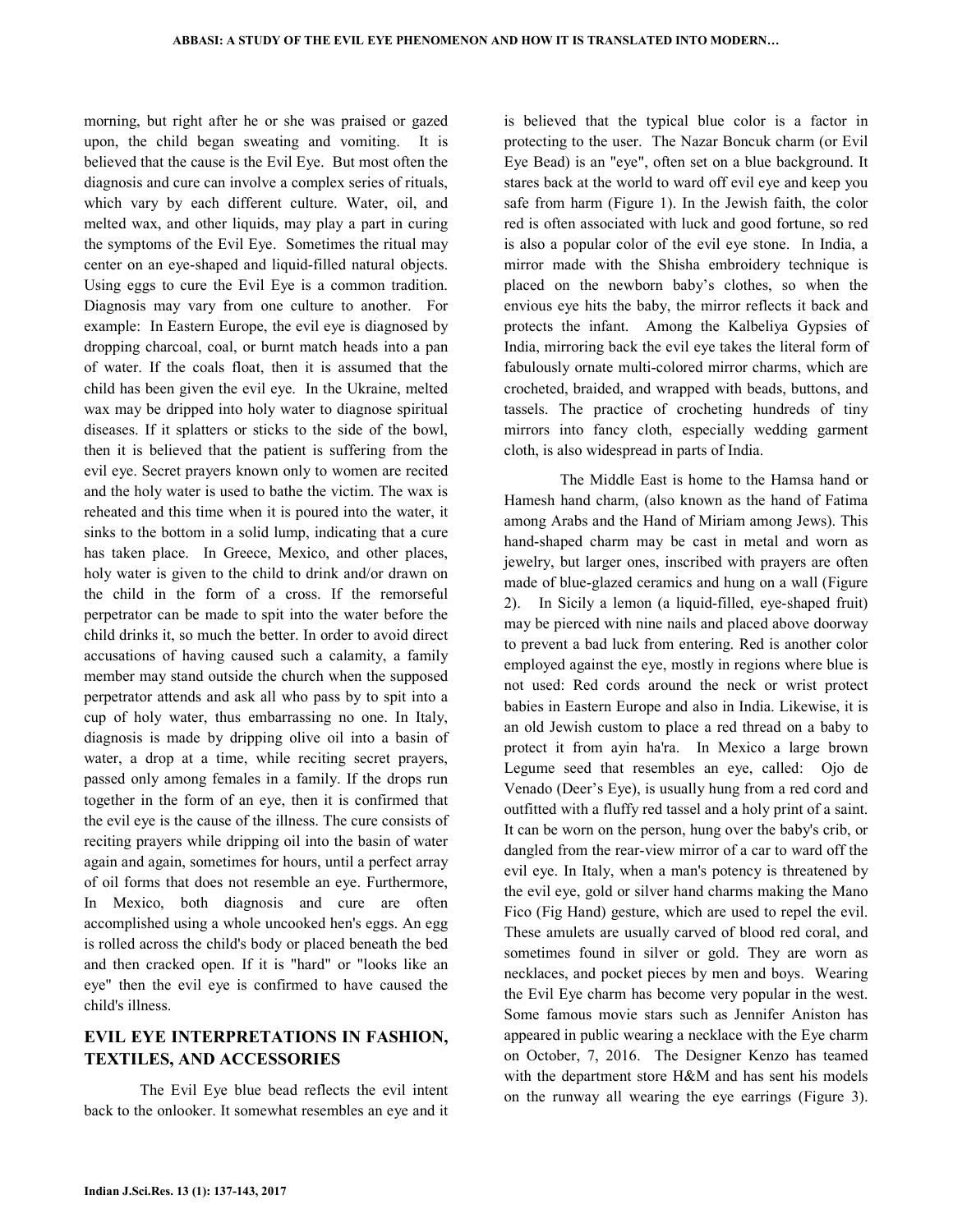morning, but right after he or she was praised or gazed upon, the child began sweating and vomiting. It is believed that the cause is the Evil Eye. But most often the diagnosis and cure can involve a complex series of rituals, which vary by each different culture. Water, oil, and melted wax, and other liquids, may play a part in curing the symptoms of the Evil Eye. Sometimes the ritual may center on an eye-shaped and liquid-filled natural objects. Using eggs to cure the Evil Eye is a common tradition. Diagnosis may vary from one culture to another. For example: In Eastern Europe, the evil eye is diagnosed by dropping charcoal, coal, or burnt match heads into a pan of water. If the coals float, then it is assumed that the child has been given the evil eye. In the Ukraine, melted wax may be dripped into holy water to diagnose spiritual diseases. If it splatters or sticks to the side of the bowl, then it is believed that the patient is suffering from the evil eye. Secret prayers known only to women are recited and the holy water is used to bathe the victim. The wax is reheated and this time when it is poured into the water, it sinks to the bottom in a solid lump, indicating that a cure has taken place. In Greece, Mexico, and other places, holy water is given to the child to drink and/or drawn on the child in the form of a cross. If the remorseful perpetrator can be made to spit into the water before the child drinks it, so much the better. In order to avoid direct accusations of having caused such a calamity, a family member may stand outside the church when the supposed perpetrator attends and ask all who pass by to spit into a cup of holy water, thus embarrassing no one. In Italy, diagnosis is made by dripping olive oil into a basin of water, a drop at a time, while reciting secret prayers, passed only among females in a family. If the drops run together in the form of an eye, then it is confirmed that the evil eye is the cause of the illness. The cure consists of reciting prayers while dripping oil into the basin of water again and again, sometimes for hours, until a perfect array of oil forms that does not resemble an eye. Furthermore, In Mexico, both diagnosis and cure are often accomplished using a whole uncooked hen's eggs. An egg is rolled across the child's body or placed beneath the bed and then cracked open. If it is "hard" or "looks like an eye" then the evil eye is confirmed to have caused the child's illness.

## EVIL EYE INTERPRETATIONS IN FASHION, TEXTILES, AND ACCESSORIES

The Evil Eye blue bead reflects the evil intent back to the onlooker. It somewhat resembles an eye and it is believed that the typical blue color is a factor in protecting to the user. The Nazar Boncuk charm (or Evil Eye Bead) is an "eye", often set on a blue background. It stares back at the world to ward off evil eye and keep you safe from harm (Figure 1). In the Jewish faith, the color red is often associated with luck and good fortune, so red is also a popular color of the evil eye stone. In India, a mirror made with the Shisha embroidery technique is placed on the newborn baby's clothes, so when the envious eye hits the baby, the mirror reflects it back and protects the infant. Among the Kalbeliya Gypsies of India, mirroring back the evil eye takes the literal form of fabulously ornate multi-colored mirror charms, which are crocheted, braided, and wrapped with beads, buttons, and tassels. The practice of crocheting hundreds of tiny mirrors into fancy cloth, especially wedding garment cloth, is also widespread in parts of India.

The Middle East is home to the Hamsa hand or Hamesh hand charm, (also known as the hand of Fatima among Arabs and the Hand of Miriam among Jews). This hand-shaped charm may be cast in metal and worn as jewelry, but larger ones, inscribed with prayers are often made of blue-glazed ceramics and hung on a wall (Figure 2). In Sicily a lemon (a liquid-filled, eye-shaped fruit) may be pierced with nine nails and placed above doorway to prevent a bad luck from entering. Red is another color employed against the eye, mostly in regions where blue is not used: Red cords around the neck or wrist protect babies in Eastern Europe and also in India. Likewise, it is an old Jewish custom to place a red thread on a baby to protect it from ayin ha'ra. In Mexico a large brown Legume seed that resembles an eye, called: Ojo de Venado (Deer's Eye), is usually hung from a red cord and outfitted with a fluffy red tassel and a holy print of a saint. It can be worn on the person, hung over the baby's crib, or dangled from the rear-view mirror of a car to ward off the evil eye. In Italy, when a man's potency is threatened by the evil eye, gold or silver hand charms making the Mano Fico (Fig Hand) gesture, which are used to repel the evil. These amulets are usually carved of blood red coral, and sometimes found in silver or gold. They are worn as necklaces, and pocket pieces by men and boys. Wearing the Evil Eye charm has become very popular in the west. Some famous movie stars such as Jennifer Aniston has appeared in public wearing a necklace with the Eye charm on October, 7, 2016. The Designer Kenzo has teamed with the department store H&M and has sent his models on the runway all wearing the eye earrings (Figure 3).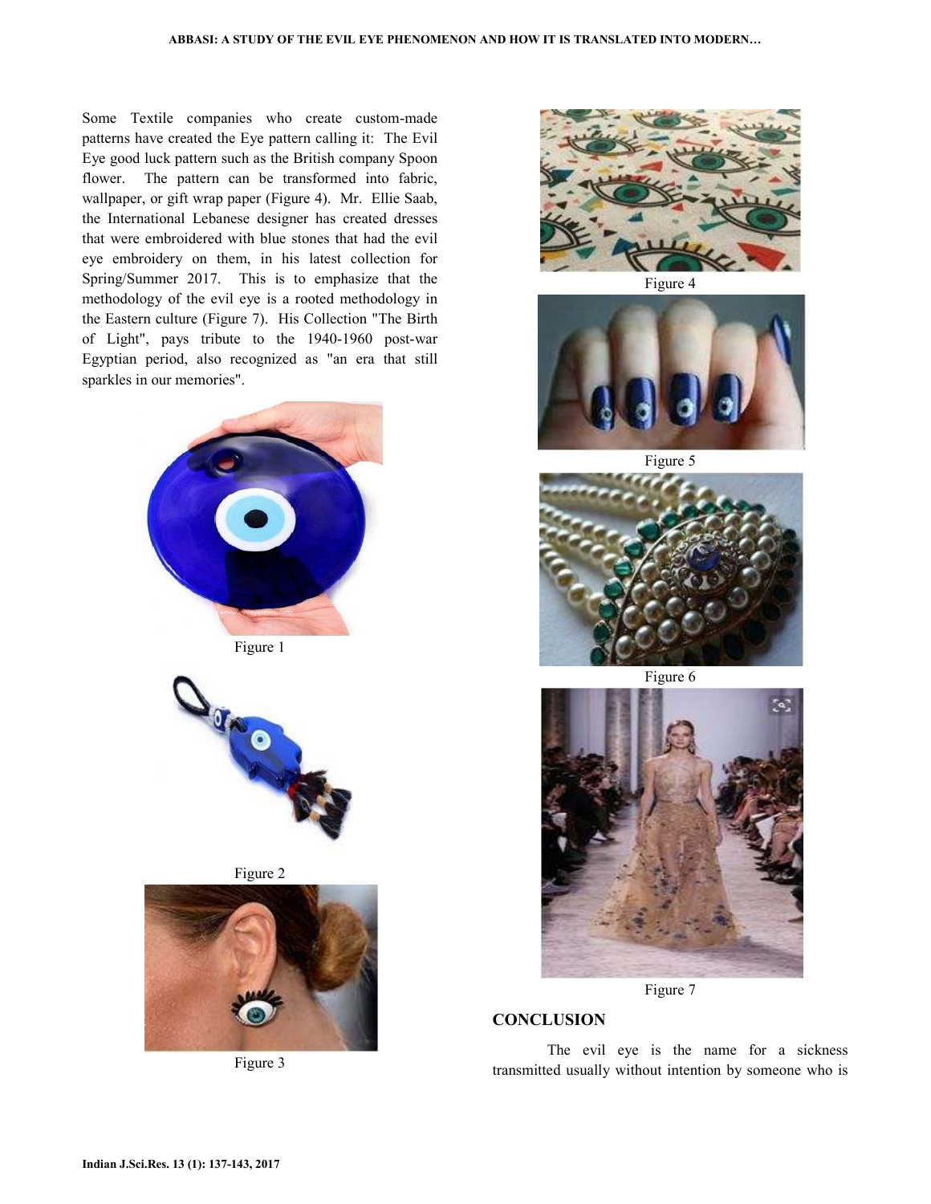Some Textile companies who create custom-made patterns have created the Eye pattern calling it: The Evil Eye good luck pattern such as the British company Spoon flower. The pattern can be transformed into fabric, wallpaper, or gift wrap paper (Figure 4). Mr. Ellie Saab, the International Lebanese designer has created dresses that were embroidered with blue stones that had the evil eye embroidery on them, in his latest collection for Spring/Summer 2017. This is to emphasize that the methodology of the evil eye is a rooted methodology in the Eastern culture (Figure 7). His Collection "The Birth of Light", pays tribute to the 1940-1960 post-war Egyptian period, also recognized as "an era that still sparkles in our memories".

Figure 1

Figure 2

Figure 3

Figure 4

Figure 5

Figure 6

Figure 7

## CONCLUSION

The evil eye is the name for a sickness transmitted usually without intention by someone who is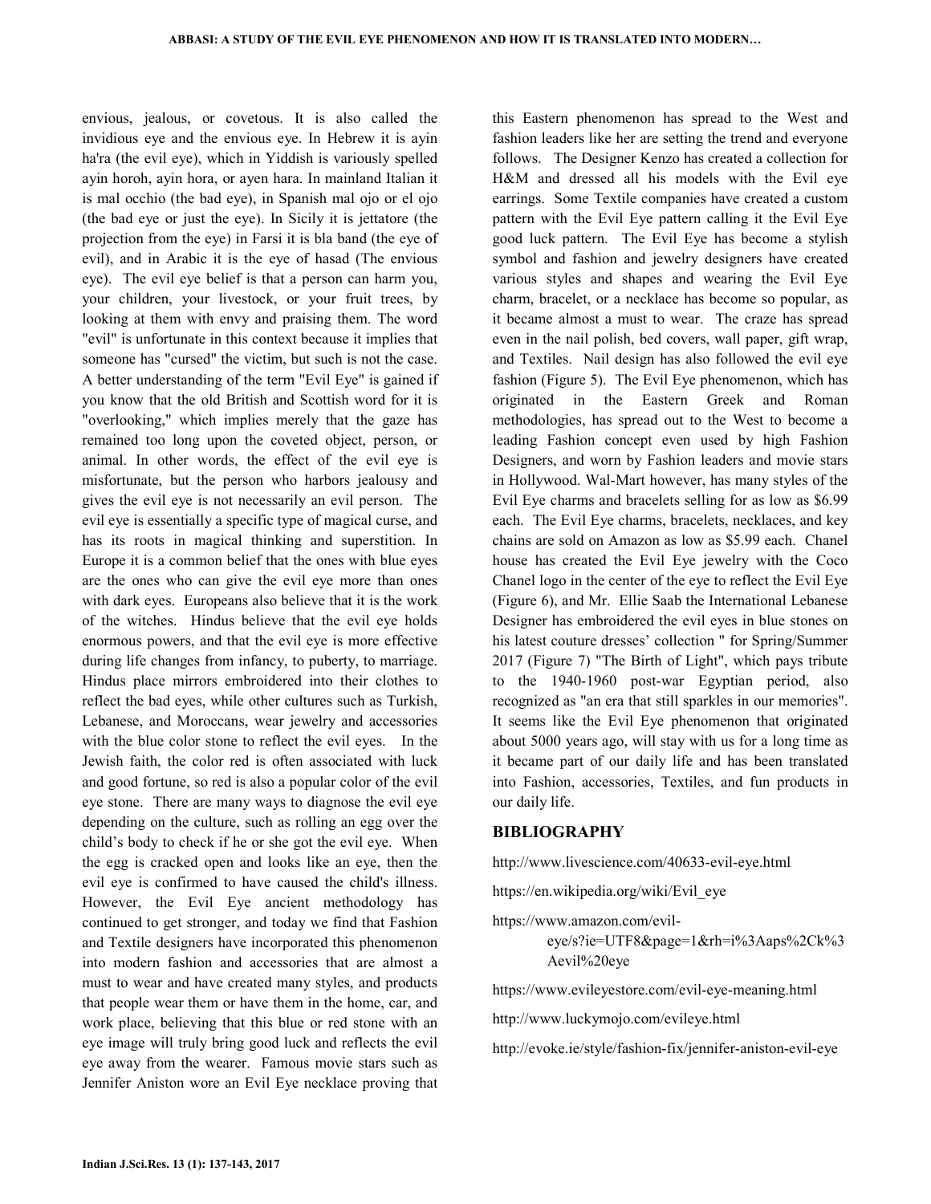envious, jealous, or covetous. It is also called the invidious eye and the envious eye. In Hebrew it is ayin ha'ra (the evil eye), which in Yiddish is variously spelled ayin horoh, ayin hora, or ayen hara. In mainland Italian it is mal occhio (the bad eye), in Spanish mal ojo or el ojo (the bad eye or just the eye). In Sicily it is jettatore (the projection from the eye) in Farsi it is bla band (the eye of evil), and in Arabic it is the eye of hasad (The envious eye). The evil eye belief is that a person can harm you, your children, your livestock, or your fruit trees, by looking at them with envy and praising them. The word "evil" is unfortunate in this context because it implies that someone has "cursed" the victim, but such is not the case. A better understanding of the term "Evil Eye" is gained if you know that the old British and Scottish word for it is "overlooking," which implies merely that the gaze has remained too long upon the coveted object, person, or animal. In other words, the effect of the evil eye is misfortunate, but the person who harbors jealousy and gives the evil eye is not necessarily an evil person. The evil eye is essentially a specific type of magical curse, and has its roots in magical thinking and superstition. In Europe it is a common belief that the ones with blue eyes are the ones who can give the evil eye more than ones with dark eyes. Europeans also believe that it is the work of the witches. Hindus believe that the evil eye holds enormous powers, and that the evil eye is more effective during life changes from infancy, to puberty, to marriage. Hindus place mirrors embroidered into their clothes to reflect the bad eyes, while other cultures such as Turkish, Lebanese, and Moroccans, wear jewelry and accessories with the blue color stone to reflect the evil eyes. In the Jewish faith, the color red is often associated with luck and good fortune, so red is also a popular color of the evil eye stone. There are many ways to diagnose the evil eye depending on the culture, such as rolling an egg over the child's body to check if he or she got the evil eye. When the egg is cracked open and looks like an eye, then the evil eye is confirmed to have caused the child's illness. However, the Evil Eye ancient methodology has continued to get stronger, and today we find that Fashion and Textile designers have incorporated this phenomenon into modern fashion and accessories that are almost a must to wear and have created many styles, and products that people wear them or have them in the home, car, and work place, believing that this blue or red stone with an eye image will truly bring good luck and reflects the evil eye away from the wearer. Famous movie stars such as Jennifer Aniston wore an Evil Eye necklace proving that this Eastern phenomenon has spread to the West and fashion leaders like her are setting the trend and everyone follows. The Designer Kenzo has created a collection for H&M and dressed all his models with the Evil eye earrings. Some Textile companies have created a custom pattern with the Evil Eye pattern calling it the Evil Eye good luck pattern. The Evil Eye has become a stylish symbol and fashion and jewelry designers have created various styles and shapes and wearing the Evil Eye charm, bracelet, or a necklace has become so popular, as it became almost a must to wear. The craze has spread even in the nail polish, bed covers, wall paper, gift wrap, and Textiles. Nail design has also followed the evil eye fashion (Figure 5). The Evil Eye phenomenon, which has originated in the Eastern Greek and Roman methodologies, has spread out to the West to become a leading Fashion concept even used by high Fashion Designers, and worn by Fashion leaders and movie stars in Hollywood. Wal-Mart however, has many styles of the Evil Eye charms and bracelets selling for as low as $6.99 each. The Evil Eye charms, bracelets, necklaces, and key chains are sold on Amazon as low as $5.99 each. Chanel house has created the Evil Eye jewelry with the Coco Chanel logo in the center of the eye to reflect the Evil Eye (Figure 6), and Mr. Ellie Saab the International Lebanese Designer has embroidered the evil eyes in blue stones on his latest couture dresses' collection " for Spring/Summer 2017 (Figure 7) "The Birth of Light", which pays tribute to the 1940-1960 post-war Egyptian period, also recognized as "an era that still sparkles in our memories". It seems like the Evil Eye phenomenon that originated about 5000 years ago, will stay with us for a long time as it became part of our daily life and has been translated into Fashion, accessories, Textiles, and fun products in our daily life.

## BIBLIOGRAPHY

http://www.livescience.com/40633-evil-eye.html

https://en.wikipedia.org/wiki/Evil_eye

https://www.amazon.com/evil-eye/s?ie=UTF8&page=1&rh=i%3Aaps%2Ck%3Aevil%20eye

https://www.evileyestore.com/evil-eye-meaning.html

http://www.luckymojo.com/evileye.html

http://evoke.ie/style/fashion-fix/jennifer-aniston-evil-eye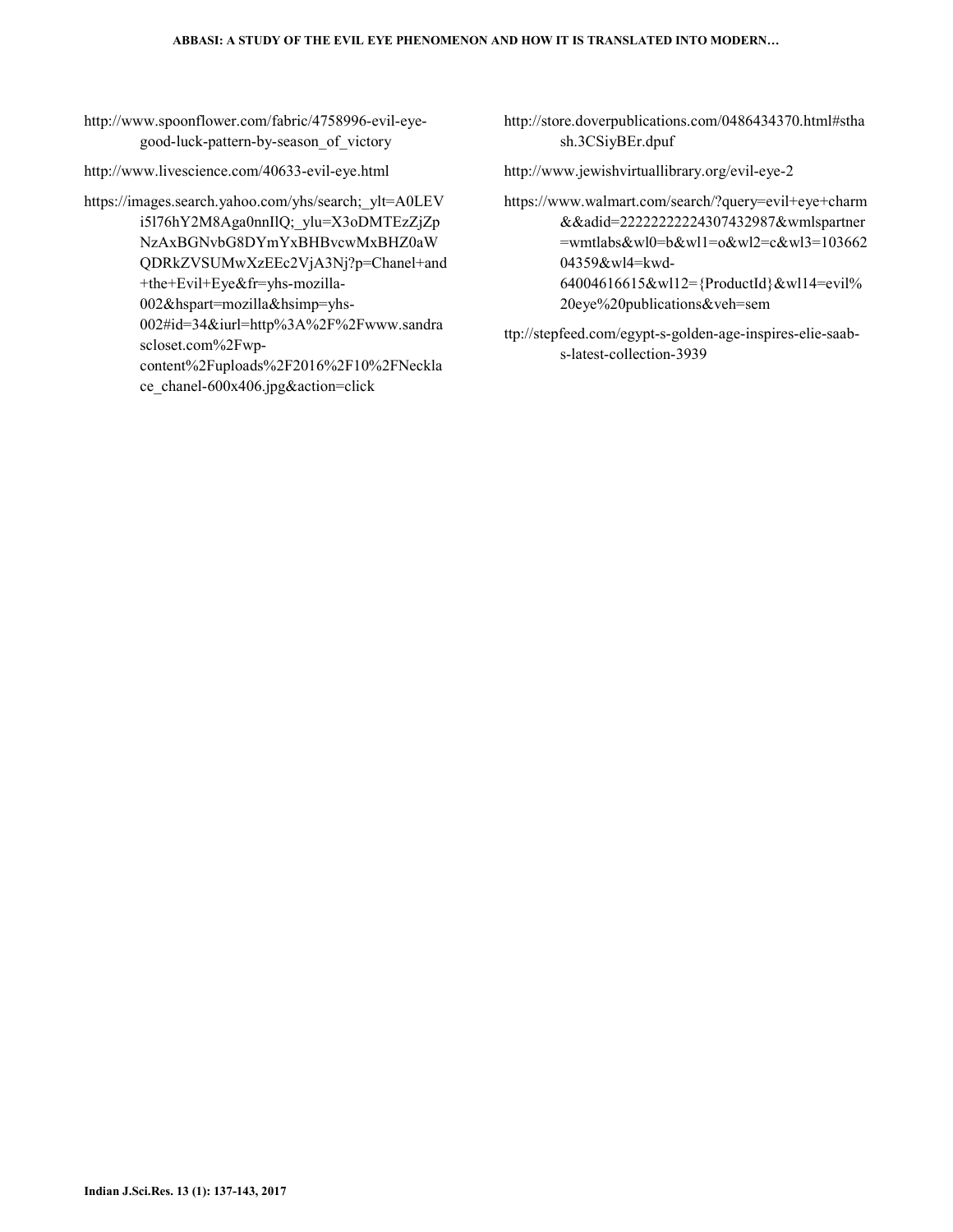http://www.spoonflower.com/fabric/4758996-evil-eye-good-luck-pattern-by-season_of_victory

http://www.livescience.com/40633-evil-eye.html

https://images.search.yahoo.com/yhs/search;_ylt=A0LEVi5l76hY2M8Aga0nnIlQ;_ylu=X3oDMTEzZjZpNzAxBGNvbG8DYmYxBHBvcwMxBHZ0aWQDRkZVSUMwXzEEc2VjA3Nj?p=Chanel+and+the+Evil+Eye&fr=yhs-mozilla-002&hspart=mozilla&hsimp=yhs-002#id=34&iurl=http%3A%2F%2Fwww.sandrascloset.com%2Fwp-content%2Fuploads%2F2016%2F10%2FNecklace_chanel-600x406.jpg&action=click

http://store.doverpublications.com/0486434370.html#sthash.3CSiyBEr.dpuf

http://www.jewishvirtuallibrary.org/evil-eye-2

https://www.walmart.com/search/?query=evil+eye+charm&&adid=22222222224307432987&wmlspartner=wmtlabs&wl0=b&wl1=o&wl2=c&wl3=10366204359&wl4=kwd-64004616615&wl12={ProductId}&wl14=evil%20eye%20publications&veh=sem

ttp://stepfeed.com/egypt-s-golden-age-inspires-elie-saab-s-latest-collection-3939